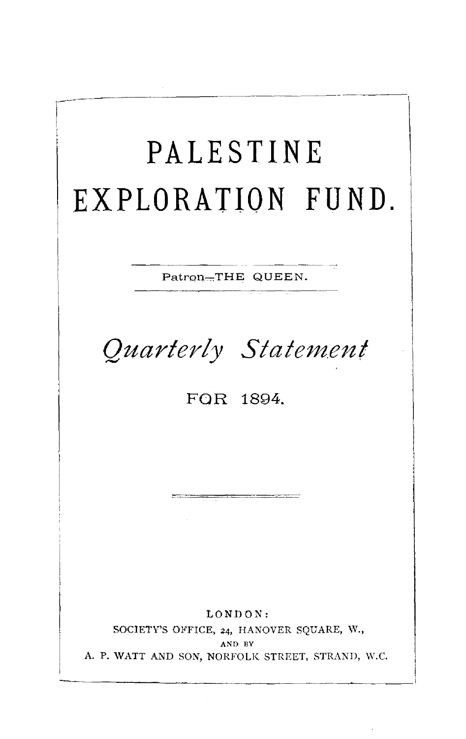# PALESTINE EXPLORATION FUND.

Patron—THE QUEEN.

## *Quarterly Statement*

FOR 1894.

LONDON:
SOCIETY'S OFFICE, 24, HANOVER SQUARE, W.,
AND BY
A. P. WATT AND SON, NORFOLK STREET, STRAND, W.C.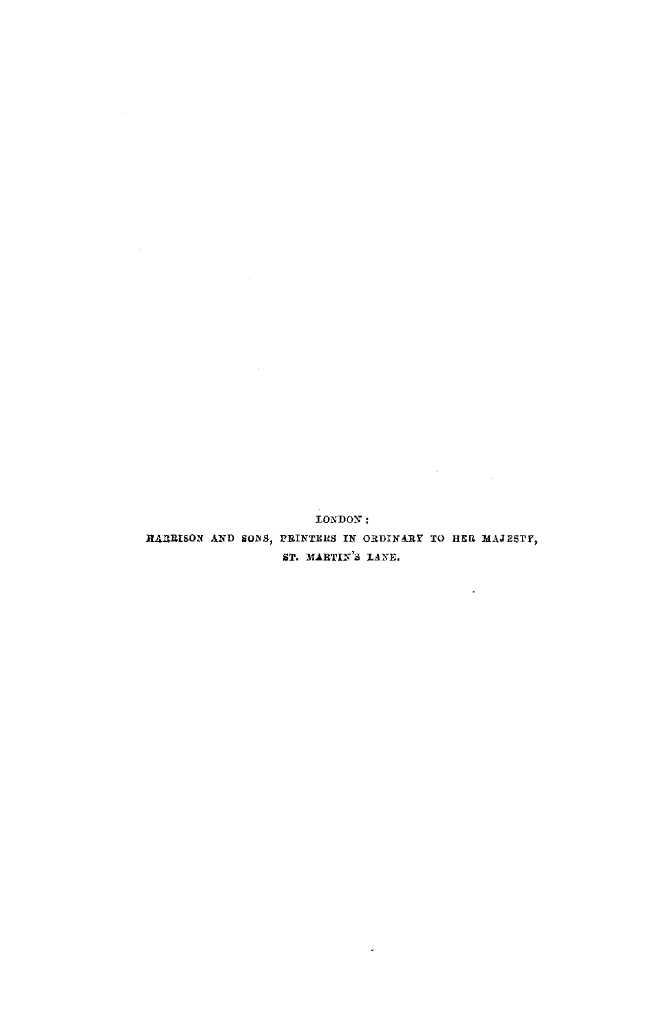LONDON:

HARRISON AND SONS, PRINTERS IN ORDINARY TO HER MAJESTY,

ST. MARTIN'S LANE.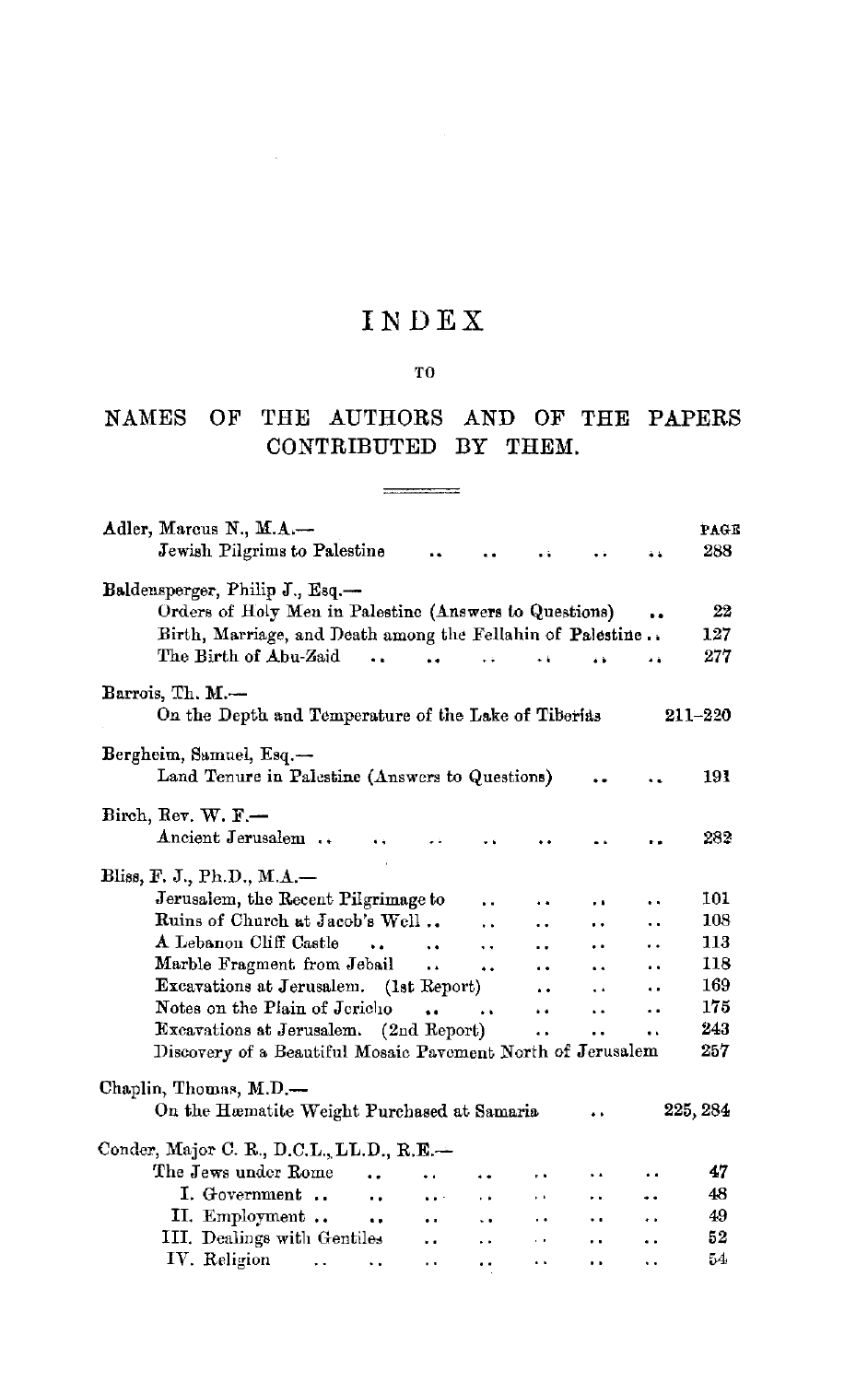# INDEX

TO

## NAMES OF THE AUTHORS AND OF THE PAPERS CONTRIBUTED BY THEM.

| | PAGE |
|---|---|
| **Adler, Marcus N., M.A.—** | |
| Jewish Pilgrims to Palestine | 288 |
| **Baldensperger, Philip J., Esq.—** | |
| Orders of Holy Men in Palestine (Answers to Questions) | 22 |
| Birth, Marriage, and Death among the Fellahin of Palestine | 127 |
| The Birth of Abu-Zaid | 277 |
| **Barrois, Th. M.—** | |
| On the Depth and Temperature of the Lake of Tiberias | 211–220 |
| **Bergheim, Samuel, Esq.—** | |
| Land Tenure in Palestine (Answers to Questions) | 191 |
| **Birch, Rev. W. F.—** | |
| Ancient Jerusalem | 282 |
| **Bliss, F. J., Ph.D., M.A.—** | |
| Jerusalem, the Recent Pilgrimage to | 101 |
| Ruins of Church at Jacob's Well | 108 |
| A Lebanon Cliff Castle | 113 |
| Marble Fragment from Jebail | 118 |
| Excavations at Jerusalem. (1st Report) | 169 |
| Notes on the Plain of Jericho | 175 |
| Excavations at Jerusalem. (2nd Report) | 243 |
| Discovery of a Beautiful Mosaic Pavement North of Jerusalem | 257 |
| **Chaplin, Thomas, M.D.—** | |
| On the Hæmatite Weight Purchased at Samaria | 225, 284 |
| **Conder, Major C. R., D.C.L., LL.D., R.E.—** | |
| The Jews under Rome | 47 |
| I. Government | 48 |
| II. Employment | 49 |
| III. Dealings with Gentiles | 52 |
| IV. Religion | 54 |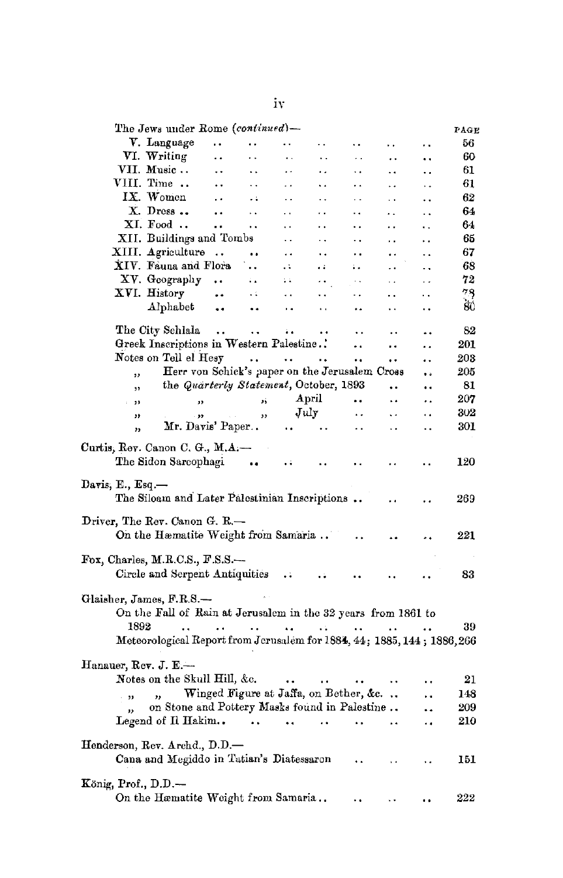The Jews under Rome (*continued*)—

| | PAGE |
|---|---|
| V. Language | 56 |
| VI. Writing | 60 |
| VII. Music | 61 |
| VIII. Time | 61 |
| IX. Women | 62 |
| X. Dress | 64 |
| XI. Food | 64 |
| XII. Buildings and Tombs | 65 |
| XIII. Agriculture | 67 |
| XIV. Fauna and Flora | 68 |
| XV. Geography | 72 |
| XVI. History | 78 |
| Alphabet | 80 |

| | |
|---|---|
| The City Sehlala | 82 |
| Greek Inscriptions in Western Palestine | 201 |
| Notes on Tell el Hesy | 203 |
| „ Herr von Schick's paper on the Jerusalem Cross | 205 |
| „ the *Quarterly Statement*, October, 1893 | 81 |
| „ „ „ April | 207 |
| „ „ „ July | 302 |
| „ Mr. Davis' Paper | 301 |

Curtis, Rev. Canon C. G., M.A.—

| | |
|---|---|
| The Sidon Sarcophagi | 120 |

Davis, E., Esq.—

| | |
|---|---|
| The Siloam and Later Palestinian Inscriptions | 269 |

Driver, The Rev. Canon G. R.—

| | |
|---|---|
| On the Hæmatite Weight from Samaria | 221 |

Fox, Charles, M.R.C.S., F.S.S.—

| | |
|---|---|
| Circle and Serpent Antiquities | 83 |

Glaisher, James, F.R.S.—

| | |
|---|---|
| On the Fall of Rain at Jerusalem in the 32 years from 1861 to 1892 | 39 |

Meteorological Report from Jerusalem for 1884, 44; 1885, 144; 1886, 266

Hanauer, Rev. J. E.—

| | |
|---|---|
| Notes on the Skull Hill, &c. | 21 |
| „ „ Winged Figure at Jaffa, on Bether, &c. | 148 |
| „ on Stone and Pottery Masks found in Palestine | 209 |
| Legend of Il Hakim | 210 |

Henderson, Rev. Archd., D.D.—

| | |
|---|---|
| Cana and Megiddo in Tatian's Diatessaron | 151 |

König, Prof., D.D.—

| | |
|---|---|
| On the Hæmatite Weight from Samaria | 222 |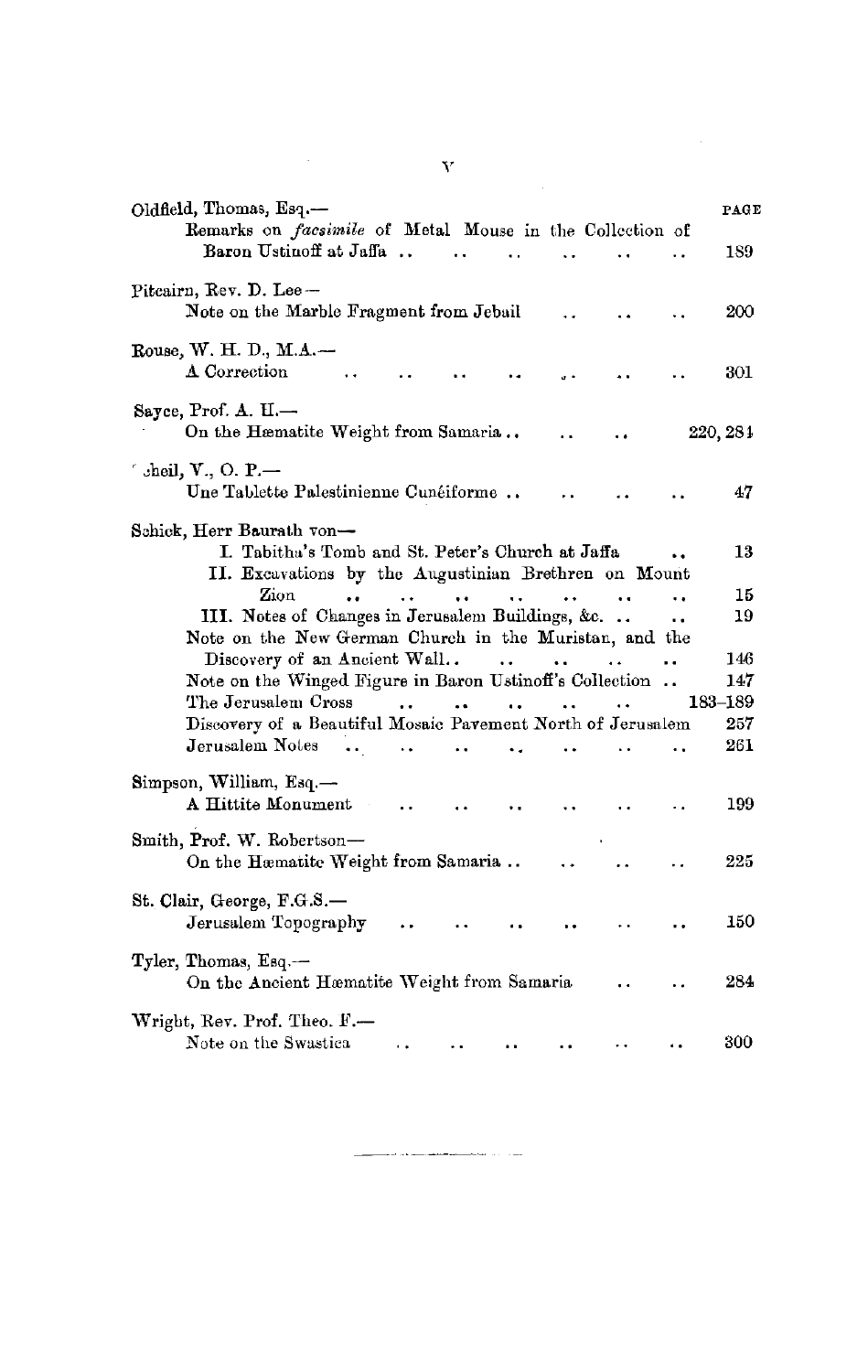| | PAGE |
|---|---|
| Oldfield, Thomas, Esq.— | |
| Remarks on *facsimile* of Metal Mouse in the Collection of Baron Ustinoff at Jaffa | 189 |
| Pitcairn, Rev. D. Lee— | |
| Note on the Marble Fragment from Jebail | 200 |
| Rouse, W. H. D., M.A.— | |
| A Correction | 301 |
| Sayce, Prof. A. H.— | |
| On the Hæmatite Weight from Samaria | 220, 284 |
| Scheil, V., O. P.— | |
| Une Tablette Palestinienne Cunéiforme | 47 |
| Schick, Herr Baurath von— | |
| I. Tabitha's Tomb and St. Peter's Church at Jaffa | 13 |
| II. Excavations by the Augustinian Brethren on Mount Zion | 15 |
| III. Notes of Changes in Jerusalem Buildings, &c. | 19 |
| Note on the New German Church in the Muristan, and the Discovery of an Ancient Wall | 146 |
| Note on the Winged Figure in Baron Ustinoff's Collection | 147 |
| The Jerusalem Cross | 183–189 |
| Discovery of a Beautiful Mosaic Pavement North of Jerusalem | 257 |
| Jerusalem Notes | 261 |
| Simpson, William, Esq.— | |
| A Hittite Monument | 199 |
| Smith, Prof. W. Robertson— | |
| On the Hæmatite Weight from Samaria | 225 |
| St. Clair, George, F.G.S.— | |
| Jerusalem Topography | 150 |
| Tyler, Thomas, Esq.— | |
| On the Ancient Hæmatite Weight from Samaria | 284 |
| Wright, Rev. Prof. Theo. F.— | |
| Note on the Swastica | 300 |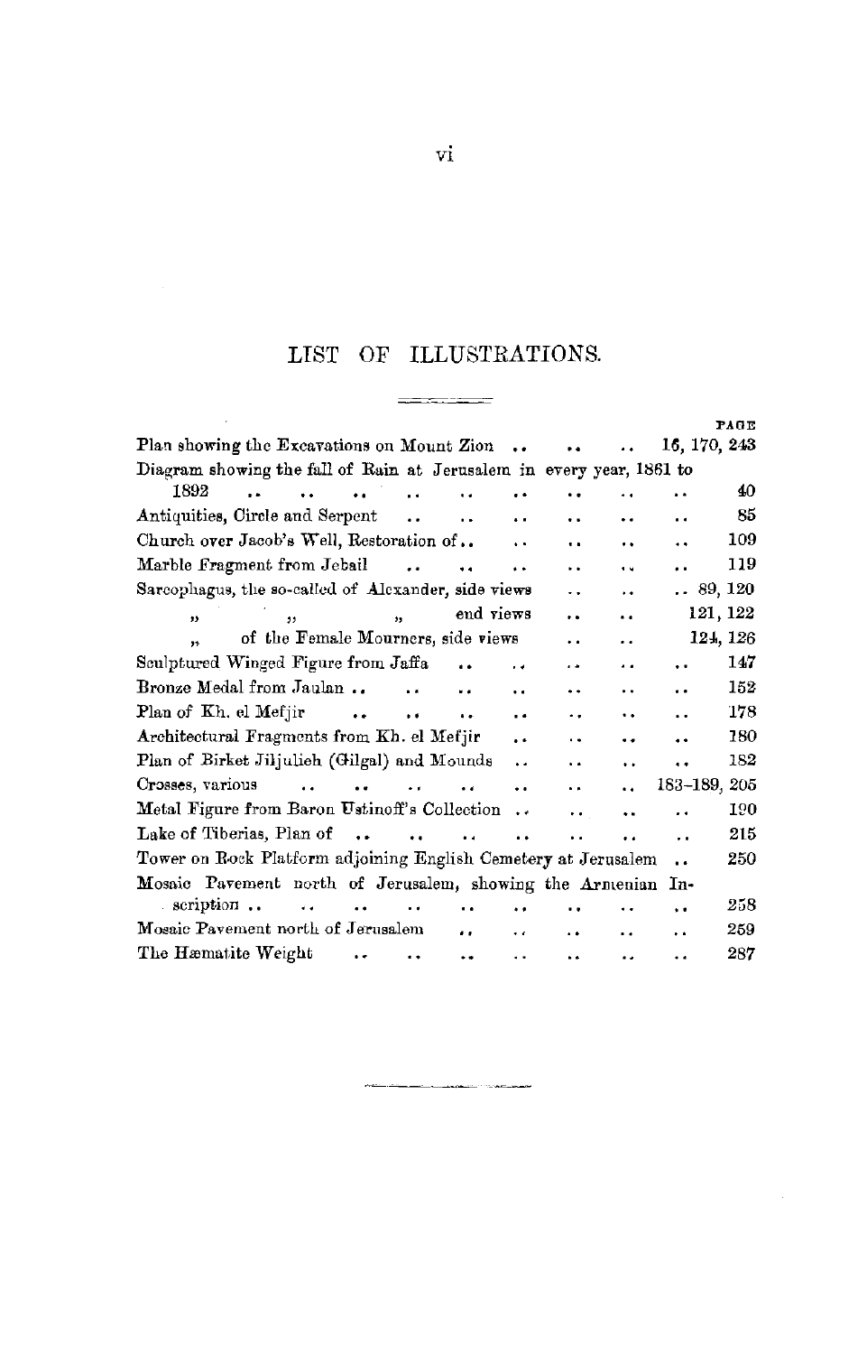# LIST OF ILLUSTRATIONS.

| | PAGE |
|---|---|
| Plan showing the Excavations on Mount Zion | 16, 170, 243 |
| Diagram showing the fall of Rain at Jerusalem in every year, 1861 to 1892 | 40 |
| Antiquities, Circle and Serpent | 85 |
| Church over Jacob's Well, Restoration of | 109 |
| Marble Fragment from Jebail | 119 |
| Sarcophagus, the so-called of Alexander, side views | 89, 120 |
| " " " end views | 121, 122 |
| " of the Female Mourners, side views | 124, 126 |
| Sculptured Winged Figure from Jaffa | 147 |
| Bronze Medal from Jaulan | 152 |
| Plan of Kh. el Mefjir | 178 |
| Architectural Fragments from Kh. el Mefjir | 180 |
| Plan of Birket Jiljulieh (Gilgal) and Mounds | 182 |
| Crosses, various | 183–189, 205 |
| Metal Figure from Baron Ustinoff's Collection | 190 |
| Lake of Tiberias, Plan of | 215 |
| Tower on Rock Platform adjoining English Cemetery at Jerusalem | 250 |
| Mosaic Pavement north of Jerusalem, showing the Armenian Inscription | 258 |
| Mosaic Pavement north of Jerusalem | 259 |
| The Hæmatite Weight | 287 |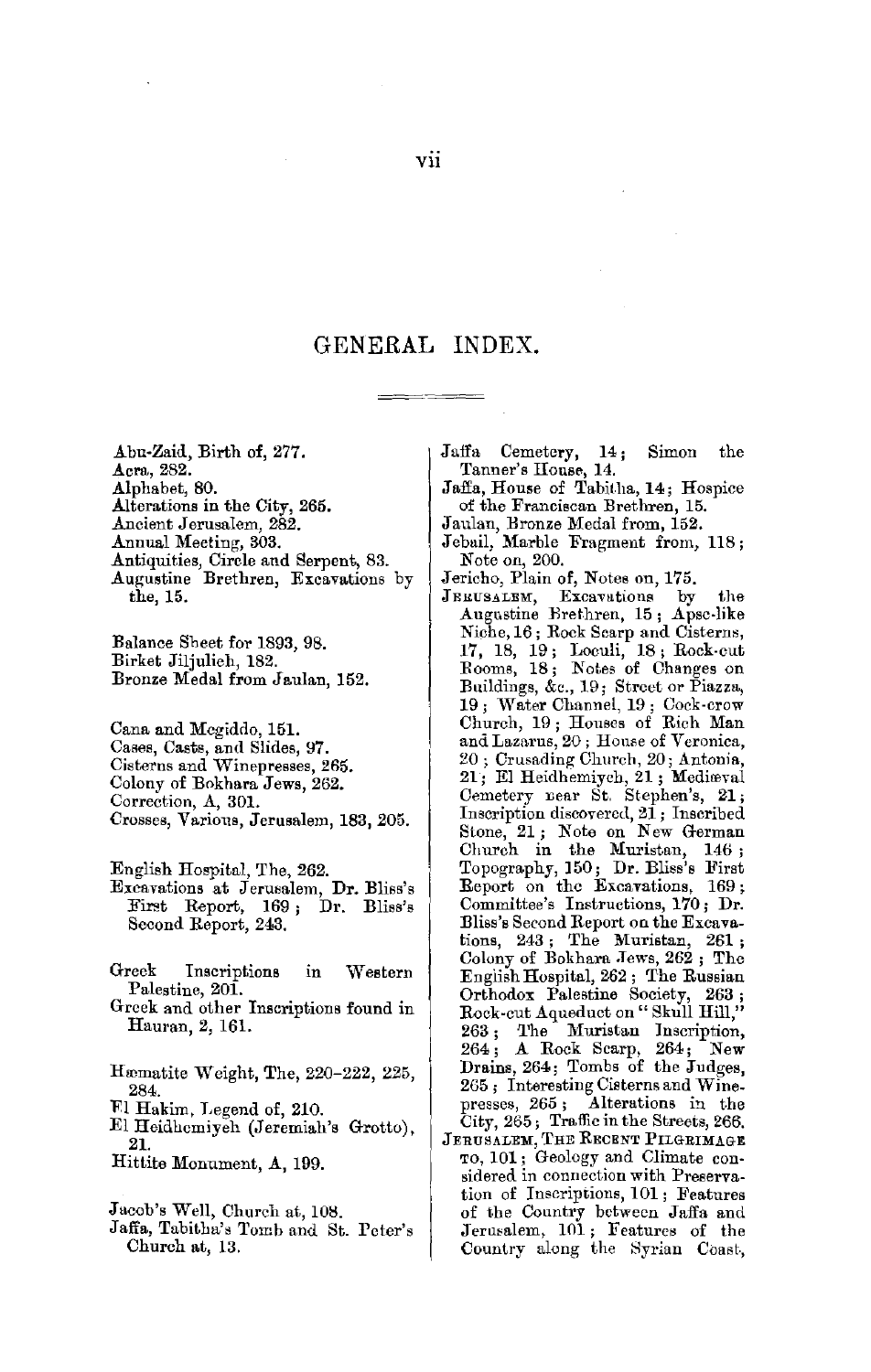# GENERAL INDEX.

Abu-Zaid, Birth of, 277.
Acra, 282.
Alphabet, 80.
Alterations in the City, 265.
Ancient Jerusalem, 282.
Annual Meeting, 303.
Antiquities, Circle and Serpent, 83.
Augustine Brethren, Excavations by the, 15.

Balance Sheet for 1893, 98.
Birket Jiljulieh, 182.
Bronze Medal from Jaulan, 152.

Cana and Megiddo, 151.
Cases, Casts, and Slides, 97.
Cisterns and Winepresses, 265.
Colony of Bokhara Jews, 262.
Correction, A, 301.
Crosses, Various, Jerusalem, 183, 205.

English Hospital, The, 262.
Excavations at Jerusalem, Dr. Bliss's First Report, 169; Dr. Bliss's Second Report, 243.

Greek Inscriptions in Western Palestine, 201.
Greek and other Inscriptions found in Hauran, 2, 161.

Hæmatite Weight, The, 220–222, 225, 284.
El Hakim, Legend of, 210.
El Heidhemiyeh (Jeremiah's Grotto), 21.
Hittite Monument, A, 199.

Jacob's Well, Church at, 108.
Jaffa, Tabitha's Tomb and St. Peter's Church at, 13.
Jaffa Cemetery, 14; Simon the Tanner's House, 14.
Jaffa, House of Tabitha, 14; Hospice of the Franciscan Brethren, 15.
Jaulan, Bronze Medal from, 152.
Jebail, Marble Fragment from, 118; Note on, 200.
Jericho, Plain of, Notes on, 175.
JERUSALEM, Excavations by the Augustine Brethren, 15; Apse-like Niche, 16; Rock Scarp and Cisterns, 17, 18, 19; Loculi, 18; Rock-cut Rooms, 18; Notes of Changes on Buildings, &c., 19; Street or Piazza, 19; Water Channel, 19; Cock-crow Church, 19; Houses of Rich Man and Lazarus, 20; House of Veronica, 20; Crusading Church, 20; Antonia, 21; El Heidhemiyeh, 21; Mediæval Cemetery near St. Stephen's, 21; Inscription discovered, 21; Inscribed Stone, 21; Note on New German Church in the Muristan, 146; Topography, 150; Dr. Bliss's First Report on the Excavations, 169; Committee's Instructions, 170; Dr. Bliss's Second Report on the Excavations, 243; The Muristan, 261; Colony of Bokhara Jews, 262; The English Hospital, 262; The Russian Orthodox Palestine Society, 263; Rock-cut Aqueduct on "Skull Hill," 263; The Muristan Inscription, 264; A Rock Scarp, 264; New Drains, 264; Tombs of the Judges, 265; Interesting Cisterns and Winepresses, 265; Alterations in the City, 265; Traffic in the Streets, 266.
JERUSALEM, THE RECENT PILGRIMAGE TO, 101; Geology and Climate considered in connection with Preservation of Inscriptions, 101; Features of the Country between Jaffa and Jerusalem, 101; Features of the Country along the Syrian Coast,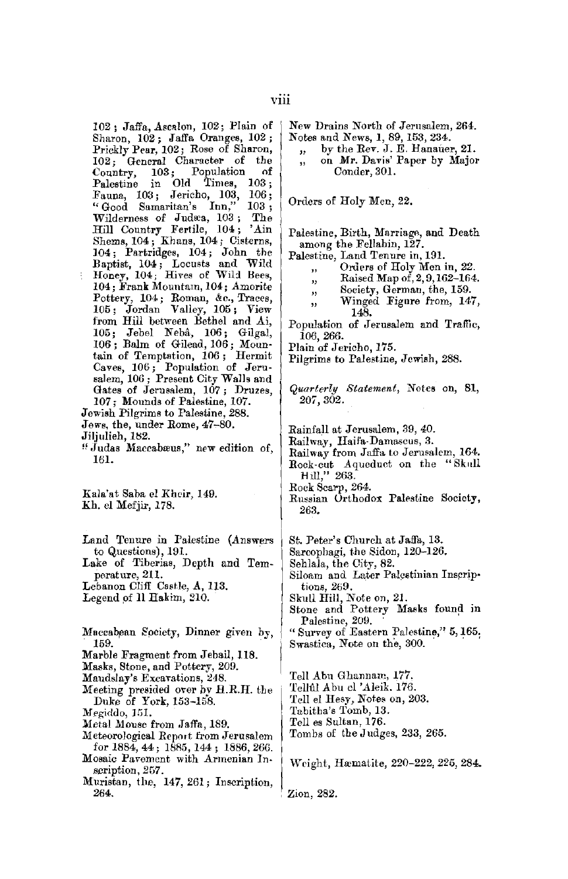102; Jaffa, Ascalon, 102; Plain of Sharon, 102; Jaffa Oranges, 102; Prickly Pear, 102; Rose of Sharon, 102; General Character of the Country, 103; Population of Palestine in Old Times, 103; Fauna, 103; Jericho, 103, 106; "Good Samaritan's Inn," 103; Wilderness of Judæa, 103; The Hill Country Fertile, 104; 'Ain Shems, 104; Khans, 104; Cisterns, 104; Partridges, 104; John the Baptist, 104; Locusts and Wild Honey, 104; Hives of Wild Bees, 104; Frank Mountain, 104; Amorite Pottery, 104; Roman, &c., Traces, 105; Jordan Valley, 105; View from Hill between Bethel and Ai, 105; Jebel Nebâ, 106; Gilgal, 106; Balm of Gilead, 106; Mountain of Temptation, 106; Hermit Caves, 106; Population of Jerusalem, 106; Present City Walls and Gates of Jerusalem, 107; Druzes, 107; Mounds of Palestine, 107.

Jewish Pilgrims to Palestine, 288.

Jews, the, under Rome, 47–80.

Jiljulieh, 182.

"Judas Maccabæus," new edition of, 161.

Kala'at Saba el Kheir, 149.

Kh. el Mefjir, 178.

Land Tenure in Palestine (Answers to Questions), 191.

Lake of Tiberias, Depth and Temperature, 211.

Lebanon Cliff Castle, A, 113.

Legend of Il Hakim, 210.

Maccabean Society, Dinner given by, 159.

Marble Fragment from Jebail, 118.

Masks, Stone, and Pottery, 209.

Maudslay's Excavations, 248.

Meeting presided over by H.R.H. the Duke of York, 153–158.

Megiddo, 151.

Metal Mouse from Jaffa, 189.

Meteorological Report from Jerusalem for 1884, 44; 1885, 144; 1886, 266.

Mosaic Pavement with Armenian Inscription, 257.

Muristan, the, 147, 261; Inscription, 264.

New Drains North of Jerusalem, 264.

Notes and News, 1, 89, 153, 234.

" by the Rev. J. E. Hanauer, 21.

" on Mr. Davis' Paper by Major Conder, 301.

Orders of Holy Men, 22.

Palestine, Birth, Marriage, and Death among the Fellahin, 127.

Palestine, Land Tenure in, 191.

" Orders of Holy Men in, 22.

" Raised Map of, 2, 9, 162–164.

" Society, German, the, 159.

" Winged Figure from, 147, 148.

Population of Jerusalem and Traffic, 106, 266.

Plain of Jericho, 175.

Pilgrims to Palestine, Jewish, 288.

*Quarterly Statement*, Notes on, 81, 207, 302.

Rainfall at Jerusalem, 39, 40.

Railway, Haifa-Damascus, 3.

Railway from Jaffa to Jerusalem, 164.

Rock-cut Aqueduct on the "Skull Hill," 263.

Rock Scarp, 264.

Russian Orthodox Palestine Society, 263.

St. Peter's Church at Jaffa, 13.

Sarcophagi, the Sidon, 120–126.

Sehlala, the City, 82.

Siloam and Later Palestinian Inscriptions, 269.

Skull Hill, Note on, 21.

Stone and Pottery Masks found in Palestine, 209.

"Survey of Eastern Palestine," 5, 165.

Swastica, Note on the, 300.

Tell Abu Ghannam, 177.

Tellûl Abu el 'Aleik, 176.

Tell el Hesy, Notes on, 203.

Tabitha's Tomb, 13.

Tell es Sultan, 176.

Tombs of the Judges, 233, 265.

Weight, Hæmatite, 220–222, 225, 284.

Zion, 282.